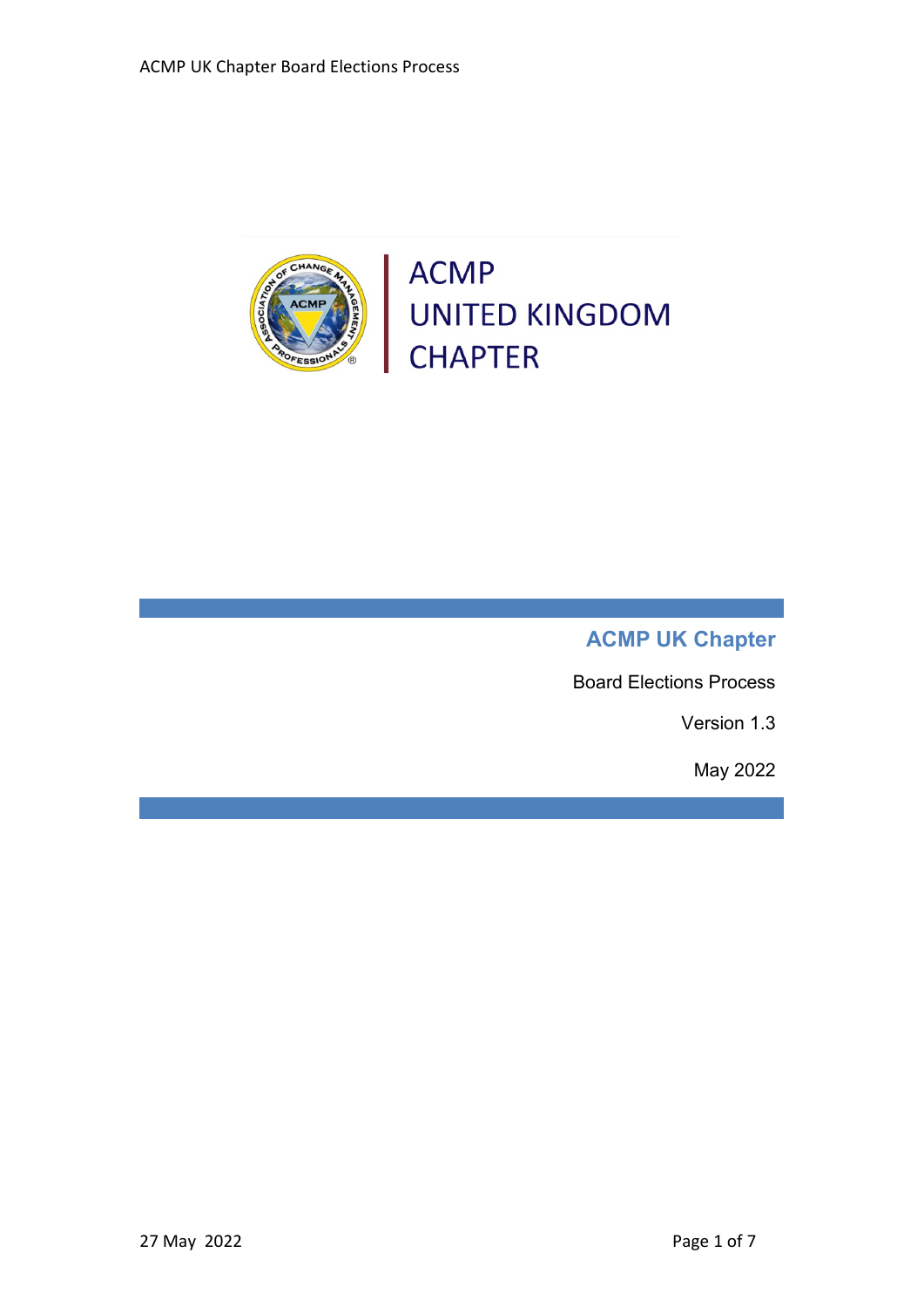ACMP
UNITED KINGDOM
CHAPTER

# ACMP UK Chapter

Board Elections Process

Version 1.3

May 2022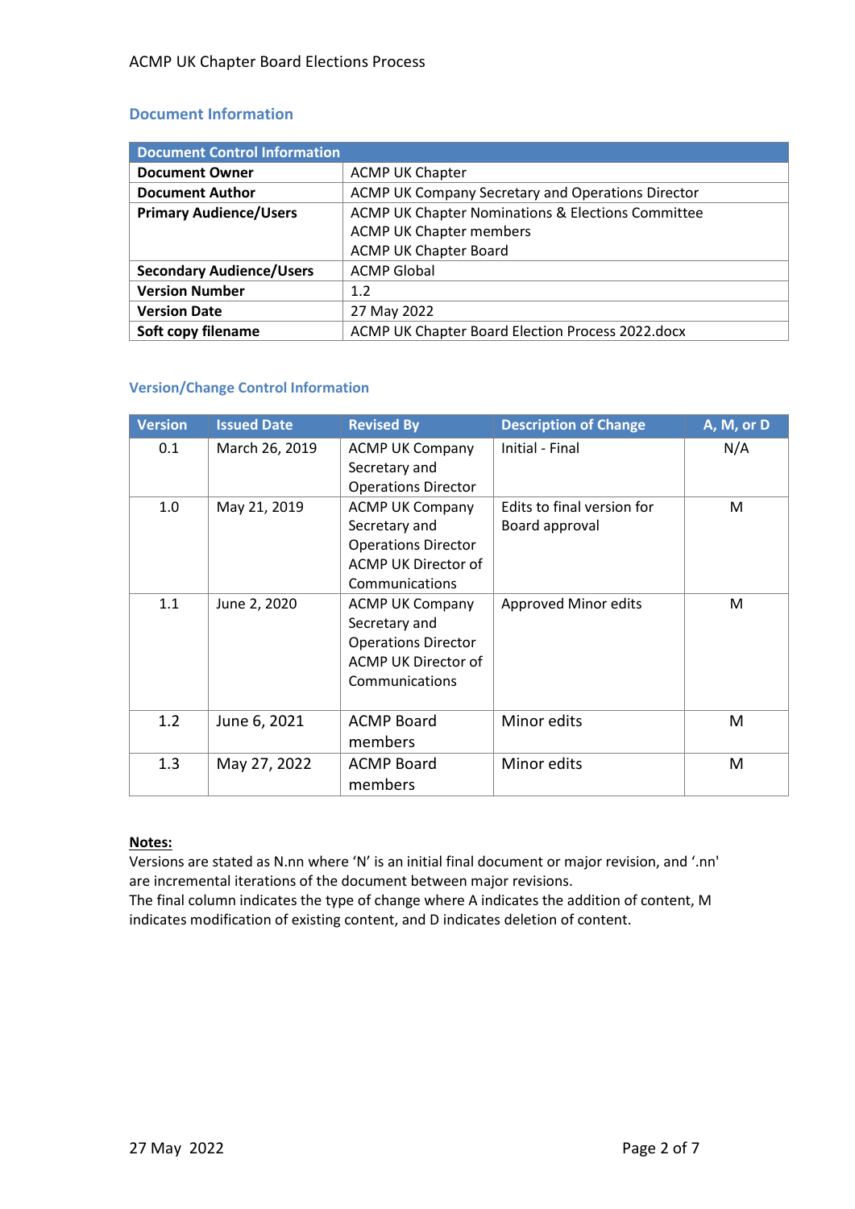## Document Information

| Document Control Information | |
|---|---|
| **Document Owner** | ACMP UK Chapter |
| **Document Author** | ACMP UK Company Secretary and Operations Director |
| **Primary Audience/Users** | ACMP UK Chapter Nominations & Elections Committee<br>ACMP UK Chapter members<br>ACMP UK Chapter Board |
| **Secondary Audience/Users** | ACMP Global |
| **Version Number** | 1.2 |
| **Version Date** | 27 May 2022 |
| **Soft copy filename** | ACMP UK Chapter Board Election Process 2022.docx |

### Version/Change Control Information

| Version | Issued Date | Revised By | Description of Change | A, M, or D |
|---|---|---|---|---|
| 0.1 | March 26, 2019 | ACMP UK Company Secretary and Operations Director | Initial - Final | N/A |
| 1.0 | May 21, 2019 | ACMP UK Company Secretary and Operations Director<br>ACMP UK Director of Communications | Edits to final version for Board approval | M |
| 1.1 | June 2, 2020 | ACMP UK Company Secretary and Operations Director<br>ACMP UK Director of Communications | Approved Minor edits | M |
| 1.2 | June 6, 2021 | ACMP Board members | Minor edits | M |
| 1.3 | May 27, 2022 | ACMP Board members | Minor edits | M |

**Notes:**

Versions are stated as N.nn where 'N' is an initial final document or major revision, and '.nn' are incremental iterations of the document between major revisions.

The final column indicates the type of change where A indicates the addition of content, M indicates modification of existing content, and D indicates deletion of content.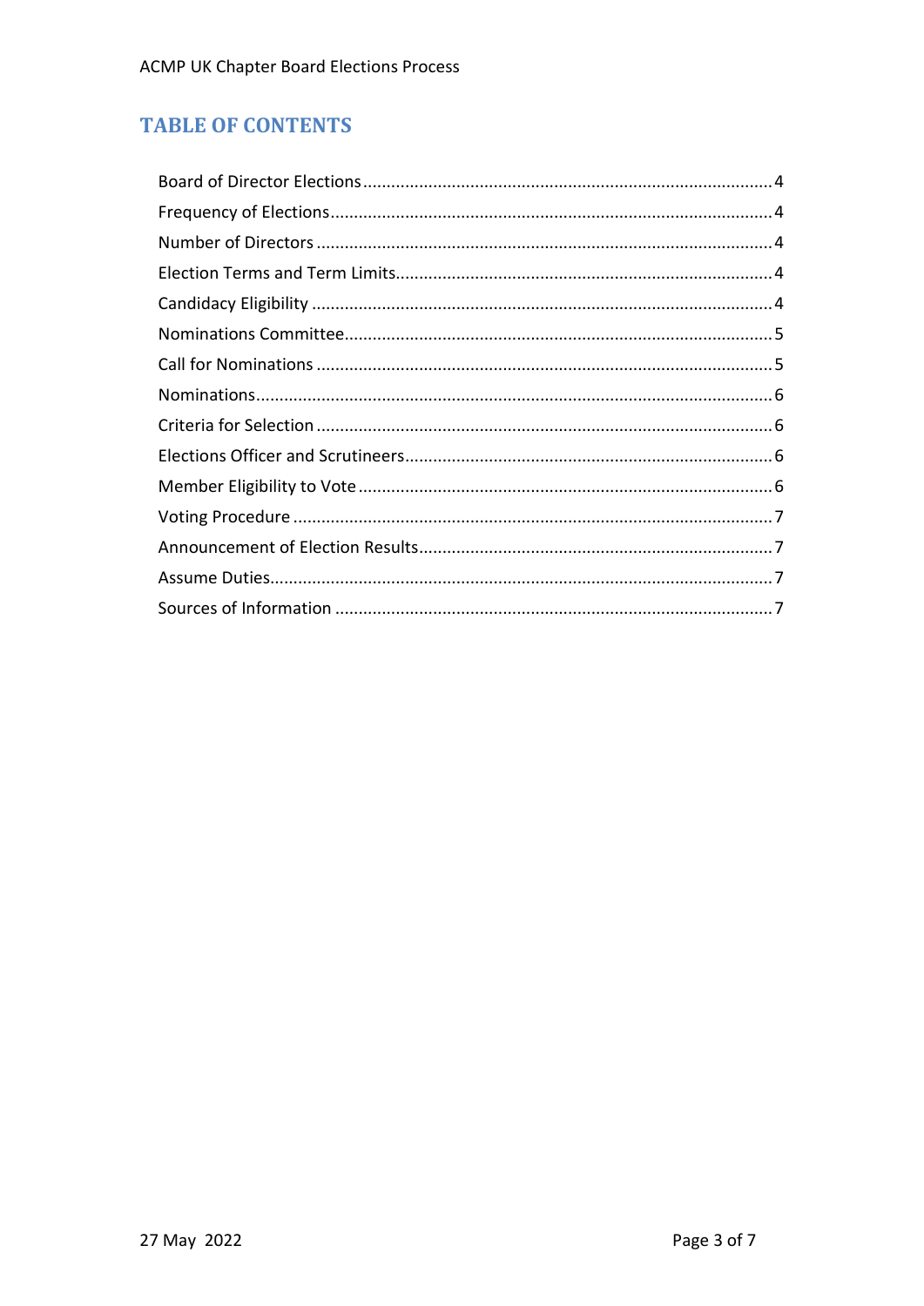## TABLE OF CONTENTS

Board of Director Elections ..... 4
Frequency of Elections ..... 4
Number of Directors ..... 4
Election Terms and Term Limits ..... 4
Candidacy Eligibility ..... 4
Nominations Committee ..... 5
Call for Nominations ..... 5
Nominations ..... 6
Criteria for Selection ..... 6
Elections Officer and Scrutineers ..... 6
Member Eligibility to Vote ..... 6
Voting Procedure ..... 7
Announcement of Election Results ..... 7
Assume Duties ..... 7
Sources of Information ..... 7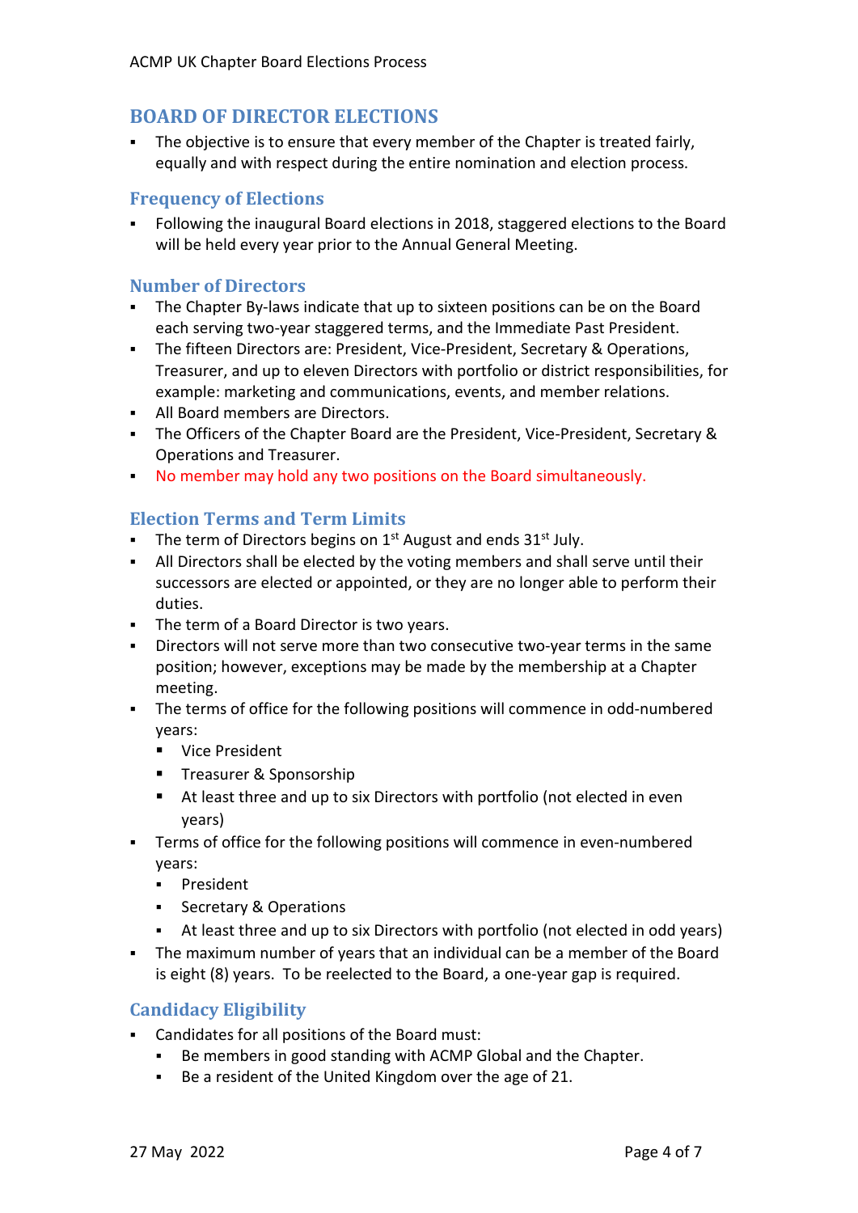## BOARD OF DIRECTOR ELECTIONS

- The objective is to ensure that every member of the Chapter is treated fairly, equally and with respect during the entire nomination and election process.

### Frequency of Elections

- Following the inaugural Board elections in 2018, staggered elections to the Board will be held every year prior to the Annual General Meeting.

### Number of Directors

- The Chapter By-laws indicate that up to sixteen positions can be on the Board each serving two-year staggered terms, and the Immediate Past President.
- The fifteen Directors are: President, Vice-President, Secretary & Operations, Treasurer, and up to eleven Directors with portfolio or district responsibilities, for example: marketing and communications, events, and member relations.
- All Board members are Directors.
- The Officers of the Chapter Board are the President, Vice-President, Secretary & Operations and Treasurer.
- No member may hold any two positions on the Board simultaneously.

### Election Terms and Term Limits

- The term of Directors begins on 1st August and ends 31st July.
- All Directors shall be elected by the voting members and shall serve until their successors are elected or appointed, or they are no longer able to perform their duties.
- The term of a Board Director is two years.
- Directors will not serve more than two consecutive two-year terms in the same position; however, exceptions may be made by the membership at a Chapter meeting.
- The terms of office for the following positions will commence in odd-numbered years:
  - Vice President
  - Treasurer & Sponsorship
  - At least three and up to six Directors with portfolio (not elected in even years)
- Terms of office for the following positions will commence in even-numbered years:
  - President
  - Secretary & Operations
  - At least three and up to six Directors with portfolio (not elected in odd years)
- The maximum number of years that an individual can be a member of the Board is eight (8) years. To be reelected to the Board, a one-year gap is required.

### Candidacy Eligibility

- Candidates for all positions of the Board must:
  - Be members in good standing with ACMP Global and the Chapter.
  - Be a resident of the United Kingdom over the age of 21.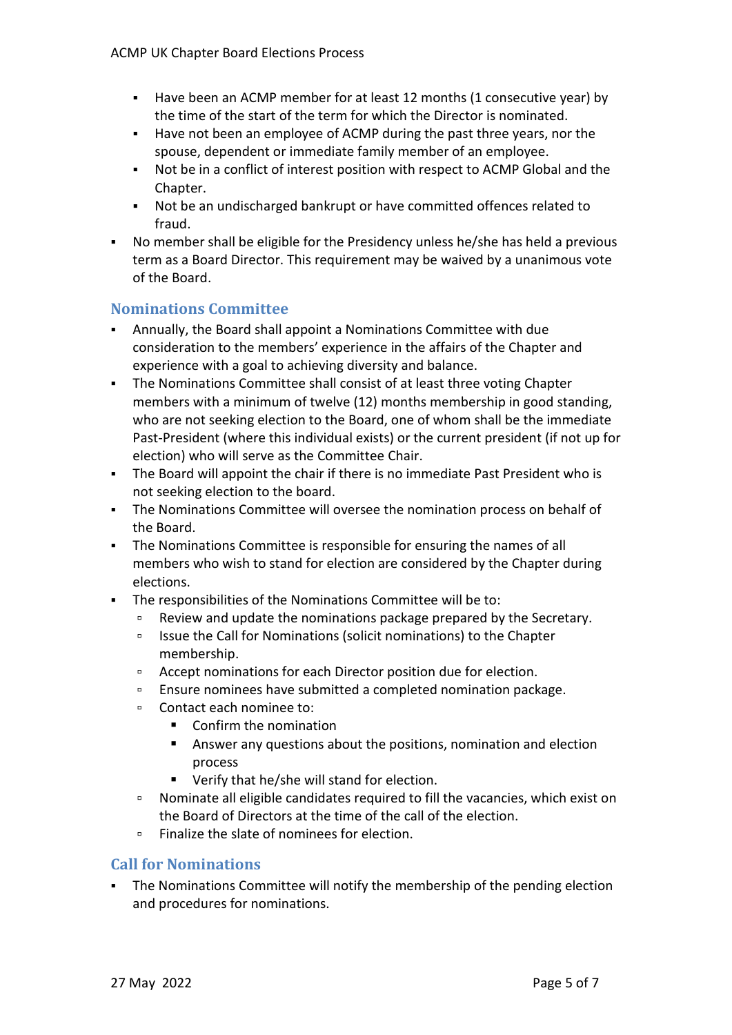- Have been an ACMP member for at least 12 months (1 consecutive year) by the time of the start of the term for which the Director is nominated.
  - Have not been an employee of ACMP during the past three years, nor the spouse, dependent or immediate family member of an employee.
  - Not be in a conflict of interest position with respect to ACMP Global and the Chapter.
  - Not be an undischarged bankrupt or have committed offences related to fraud.
- No member shall be eligible for the Presidency unless he/she has held a previous term as a Board Director. This requirement may be waived by a unanimous vote of the Board.

## Nominations Committee

- Annually, the Board shall appoint a Nominations Committee with due consideration to the members' experience in the affairs of the Chapter and experience with a goal to achieving diversity and balance.
- The Nominations Committee shall consist of at least three voting Chapter members with a minimum of twelve (12) months membership in good standing, who are not seeking election to the Board, one of whom shall be the immediate Past-President (where this individual exists) or the current president (if not up for election) who will serve as the Committee Chair.
- The Board will appoint the chair if there is no immediate Past President who is not seeking election to the board.
- The Nominations Committee will oversee the nomination process on behalf of the Board.
- The Nominations Committee is responsible for ensuring the names of all members who wish to stand for election are considered by the Chapter during elections.
- The responsibilities of the Nominations Committee will be to:
  - Review and update the nominations package prepared by the Secretary.
  - Issue the Call for Nominations (solicit nominations) to the Chapter membership.
  - Accept nominations for each Director position due for election.
  - Ensure nominees have submitted a completed nomination package.
  - Contact each nominee to:
    - Confirm the nomination
    - Answer any questions about the positions, nomination and election process
    - Verify that he/she will stand for election.
  - Nominate all eligible candidates required to fill the vacancies, which exist on the Board of Directors at the time of the call of the election.
  - Finalize the slate of nominees for election.

## Call for Nominations

- The Nominations Committee will notify the membership of the pending election and procedures for nominations.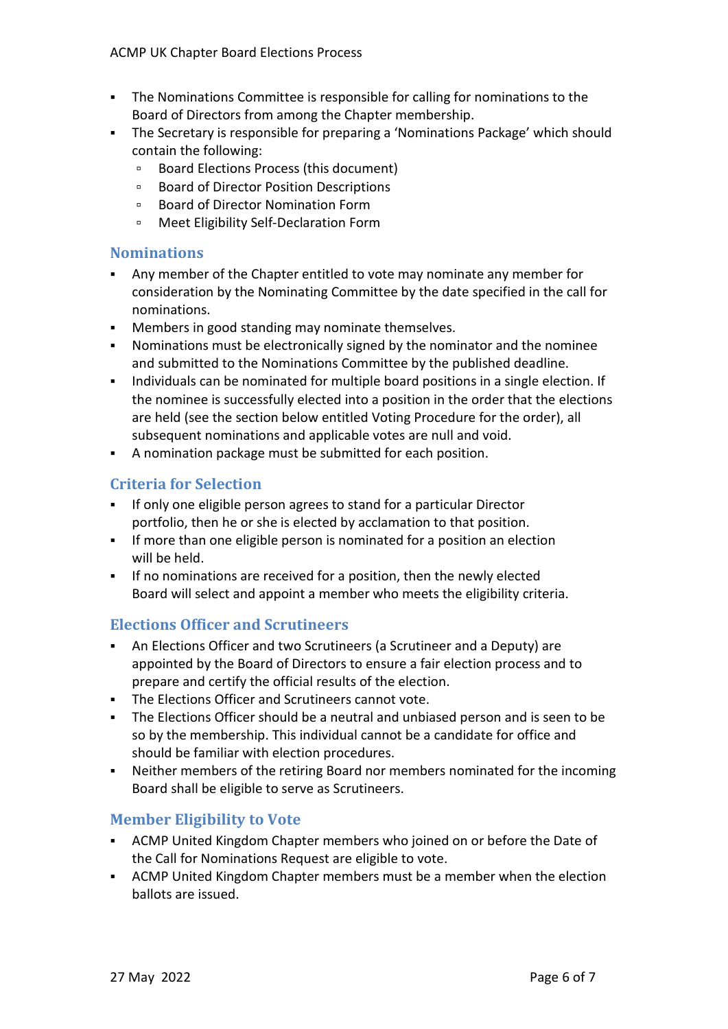- The Nominations Committee is responsible for calling for nominations to the Board of Directors from among the Chapter membership.
- The Secretary is responsible for preparing a 'Nominations Package' which should contain the following:
  - Board Elections Process (this document)
  - Board of Director Position Descriptions
  - Board of Director Nomination Form
  - Meet Eligibility Self-Declaration Form

## Nominations

- Any member of the Chapter entitled to vote may nominate any member for consideration by the Nominating Committee by the date specified in the call for nominations.
- Members in good standing may nominate themselves.
- Nominations must be electronically signed by the nominator and the nominee and submitted to the Nominations Committee by the published deadline.
- Individuals can be nominated for multiple board positions in a single election. If the nominee is successfully elected into a position in the order that the elections are held (see the section below entitled Voting Procedure for the order), all subsequent nominations and applicable votes are null and void.
- A nomination package must be submitted for each position.

## Criteria for Selection

- If only one eligible person agrees to stand for a particular Director portfolio, then he or she is elected by acclamation to that position.
- If more than one eligible person is nominated for a position an election will be held.
- If no nominations are received for a position, then the newly elected Board will select and appoint a member who meets the eligibility criteria.

## Elections Officer and Scrutineers

- An Elections Officer and two Scrutineers (a Scrutineer and a Deputy) are appointed by the Board of Directors to ensure a fair election process and to prepare and certify the official results of the election.
- The Elections Officer and Scrutineers cannot vote.
- The Elections Officer should be a neutral and unbiased person and is seen to be so by the membership. This individual cannot be a candidate for office and should be familiar with election procedures.
- Neither members of the retiring Board nor members nominated for the incoming Board shall be eligible to serve as Scrutineers.

## Member Eligibility to Vote

- ACMP United Kingdom Chapter members who joined on or before the Date of the Call for Nominations Request are eligible to vote.
- ACMP United Kingdom Chapter members must be a member when the election ballots are issued.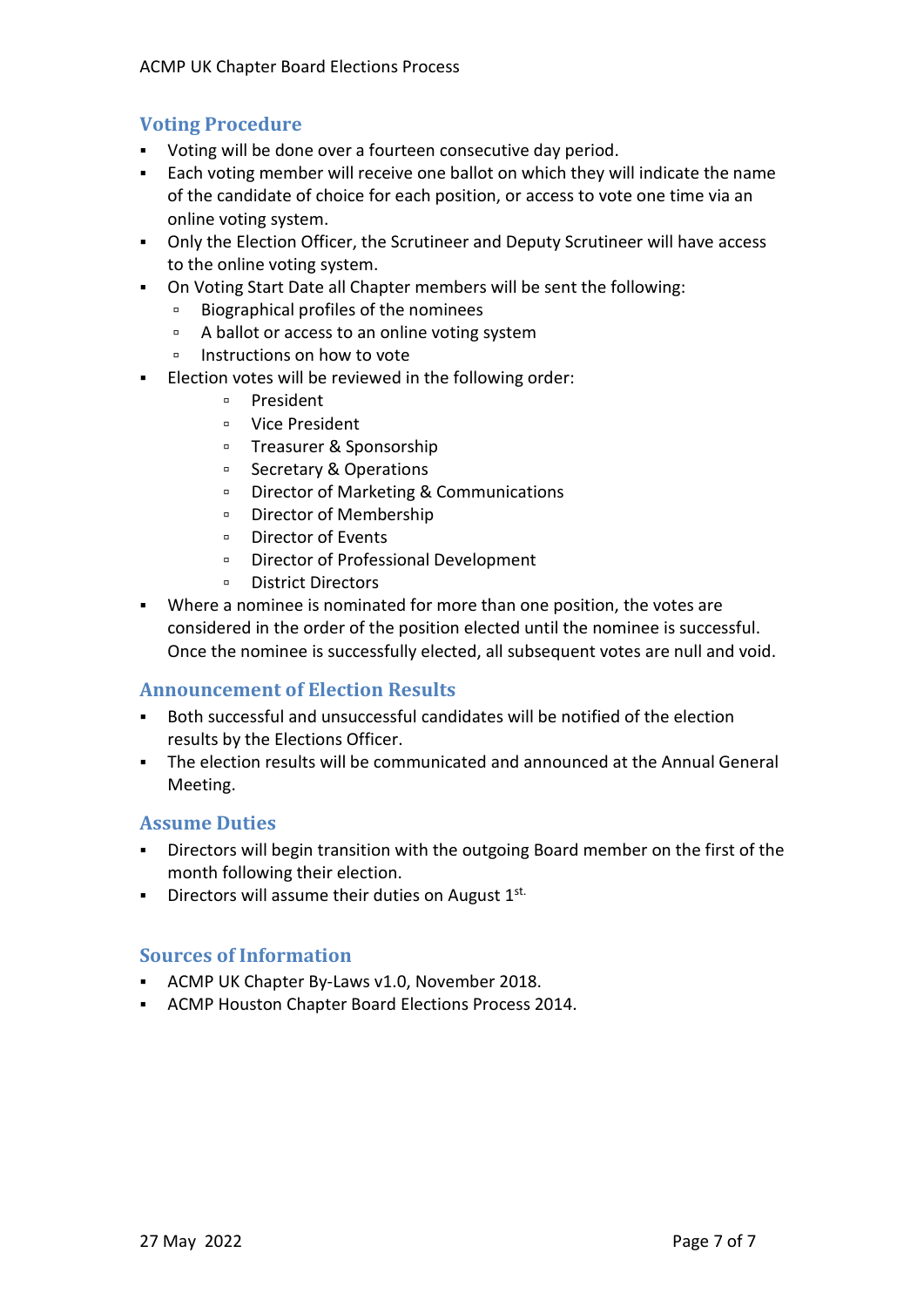## Voting Procedure

- Voting will be done over a fourteen consecutive day period.
- Each voting member will receive one ballot on which they will indicate the name of the candidate of choice for each position, or access to vote one time via an online voting system.
- Only the Election Officer, the Scrutineer and Deputy Scrutineer will have access to the online voting system.
- On Voting Start Date all Chapter members will be sent the following:
  - Biographical profiles of the nominees
  - A ballot or access to an online voting system
  - Instructions on how to vote
- Election votes will be reviewed in the following order:
  - President
  - Vice President
  - Treasurer & Sponsorship
  - Secretary & Operations
  - Director of Marketing & Communications
  - Director of Membership
  - Director of Events
  - Director of Professional Development
  - District Directors
- Where a nominee is nominated for more than one position, the votes are considered in the order of the position elected until the nominee is successful. Once the nominee is successfully elected, all subsequent votes are null and void.

## Announcement of Election Results

- Both successful and unsuccessful candidates will be notified of the election results by the Elections Officer.
- The election results will be communicated and announced at the Annual General Meeting.

## Assume Duties

- Directors will begin transition with the outgoing Board member on the first of the month following their election.
- Directors will assume their duties on August 1st.

## Sources of Information

- ACMP UK Chapter By-Laws v1.0, November 2018.
- ACMP Houston Chapter Board Elections Process 2014.